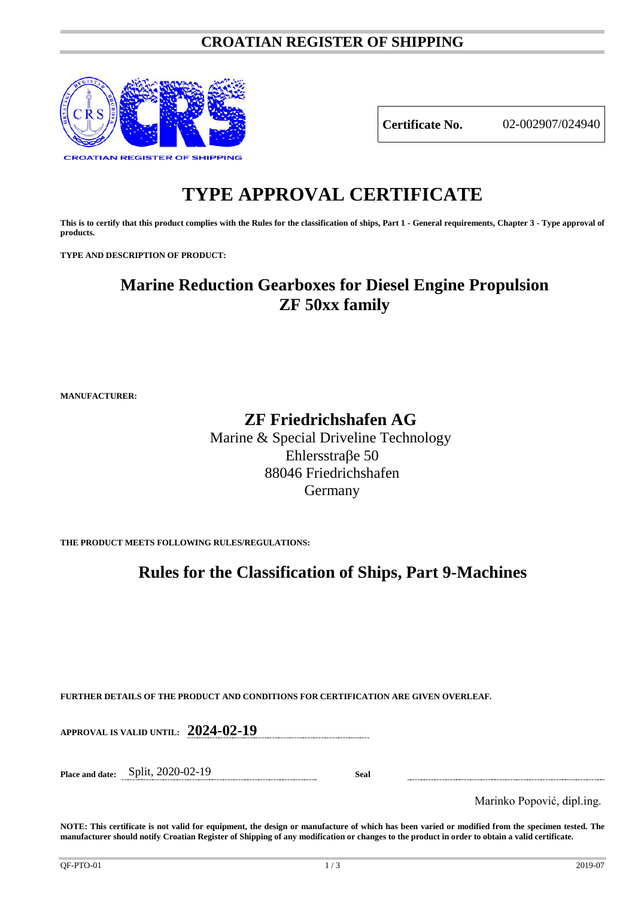# CROATIAN REGISTER OF SHIPPING

CROATIAN REGISTER OF SHIPPING

| **Certificate No.** | 02-002907/024940 |
|---|---|

# TYPE APPROVAL CERTIFICATE

**This is to certify that this product complies with the Rules for the classification of ships, Part 1 - General requirements, Chapter 3 - Type approval of products.**

**TYPE AND DESCRIPTION OF PRODUCT:**

## Marine Reduction Gearboxes for Diesel Engine Propulsion
## ZF 50xx family

**MANUFACTURER:**

**ZF Friedrichshafen AG**
Marine & Special Driveline Technology
Ehlersstraβe 50
88046 Friedrichshafen
Germany

**THE PRODUCT MEETS FOLLOWING RULES/REGULATIONS:**

## Rules for the Classification of Ships, Part 9-Machines

**FURTHER DETAILS OF THE PRODUCT AND CONDITIONS FOR CERTIFICATION ARE GIVEN OVERLEAF.**

**APPROVAL IS VALID UNTIL:** **2024-02-19**

**Place and date:** Split, 2020-02-19

**Seal**

Marinko Popović, dipl.ing.

**NOTE: This certificate is not valid for equipment, the design or manufacture of which has been varied or modified from the specimen tested. The manufacturer should notify Croatian Register of Shipping of any modification or changes to the product in order to obtain a valid certificate.**

QF-PTO-01 2019-07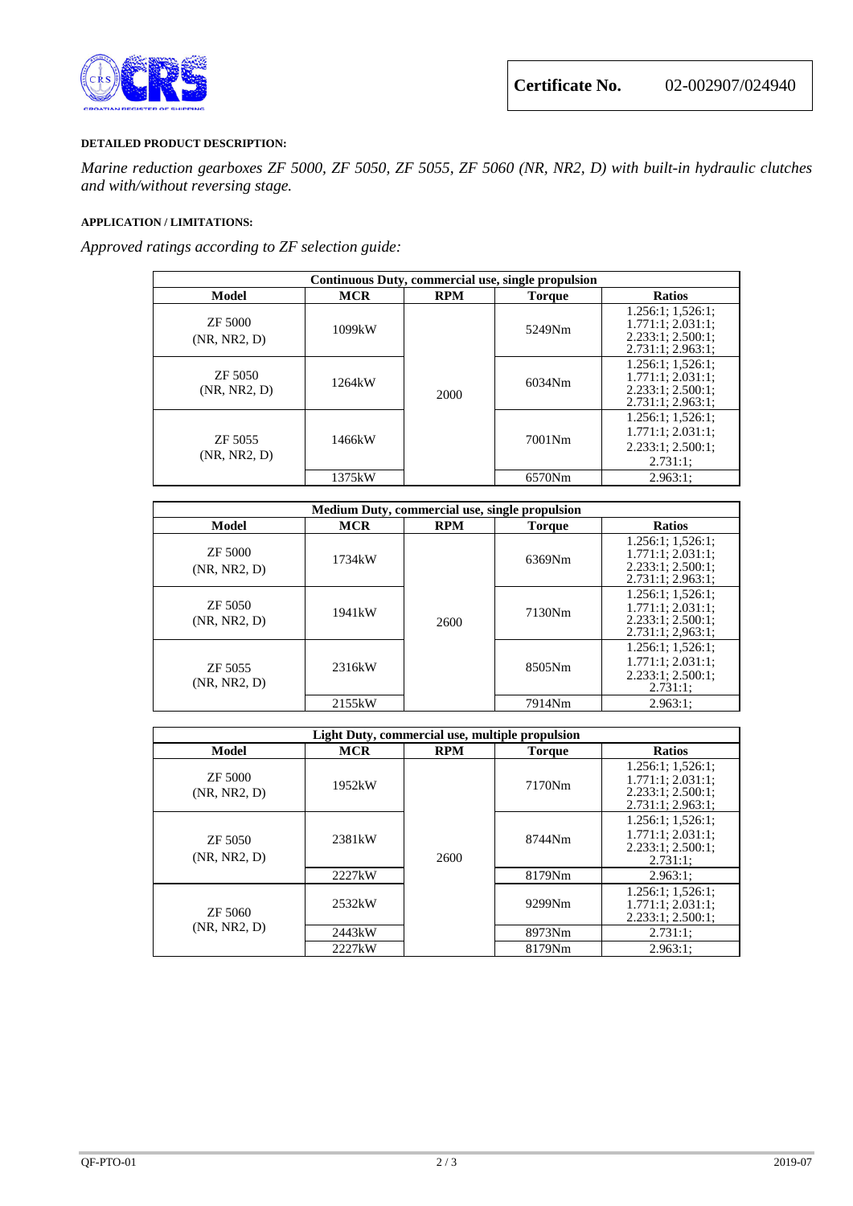**Certificate No.** 02-002907/024940

**DETAILED PRODUCT DESCRIPTION:**

*Marine reduction gearboxes ZF 5000, ZF 5050, ZF 5055, ZF 5060 (NR, NR2, D) with built-in hydraulic clutches and with/without reversing stage.*

**APPLICATION / LIMITATIONS:**

*Approved ratings according to ZF selection guide:*

| Continuous Duty, commercial use, single propulsion | | | | |
|---|---|---|---|---|
| **Model** | **MCR** | **RPM** | **Torque** | **Ratios** |
| ZF 5000 (NR, NR2, D) | 1099kW | 2000 | 5249Nm | 1.256:1; 1,526:1; 1.771:1; 2.031:1; 2.233:1; 2.500:1; 2.731:1; 2.963:1; |
| ZF 5050 (NR, NR2, D) | 1264kW | 2000 | 6034Nm | 1.256:1; 1,526:1; 1.771:1; 2.031:1; 2.233:1; 2.500:1; 2.731:1; 2.963:1; |
| ZF 5055 (NR, NR2, D) | 1466kW | 2000 | 7001Nm | 1.256:1; 1,526:1; 1.771:1; 2.031:1; 2.233:1; 2.500:1; 2.731:1; |
| | 1375kW | | 6570Nm | 2.963:1; |

| Medium Duty, commercial use, single propulsion | | | | |
|---|---|---|---|---|
| **Model** | **MCR** | **RPM** | **Torque** | **Ratios** |
| ZF 5000 (NR, NR2, D) | 1734kW | 2600 | 6369Nm | 1.256:1; 1,526:1; 1.771:1; 2.031:1; 2.233:1; 2.500:1; 2.731:1; 2.963:1; |
| ZF 5050 (NR, NR2, D) | 1941kW | 2600 | 7130Nm | 1.256:1; 1,526:1; 1.771:1; 2.031:1; 2.233:1; 2.500:1; 2.731:1; 2,963:1; |
| ZF 5055 (NR, NR2, D) | 2316kW | 2600 | 8505Nm | 1.256:1; 1,526:1; 1.771:1; 2.031:1; 2.233:1; 2.500:1; 2.731:1; |
| | 2155kW | | 7914Nm | 2.963:1; |

| Light Duty, commercial use, multiple propulsion | | | | |
|---|---|---|---|---|
| **Model** | **MCR** | **RPM** | **Torque** | **Ratios** |
| ZF 5000 (NR, NR2, D) | 1952kW | 2600 | 7170Nm | 1.256:1; 1,526:1; 1.771:1; 2.031:1; 2.233:1; 2.500:1; 2.731:1; 2.963:1; |
| ZF 5050 (NR, NR2, D) | 2381kW | 2600 | 8744Nm | 1.256:1; 1,526:1; 1.771:1; 2.031:1; 2.233:1; 2.500:1; 2.731:1; |
| | 2227kW | | 8179Nm | 2.963:1; |
| ZF 5060 (NR, NR2, D) | 2532kW | 2600 | 9299Nm | 1.256:1; 1,526:1; 1.771:1; 2.031:1; 2.233:1; 2.500:1; |
| | 2443kW | | 8973Nm | 2.731:1; |
| | 2227kW | | 8179Nm | 2.963:1; |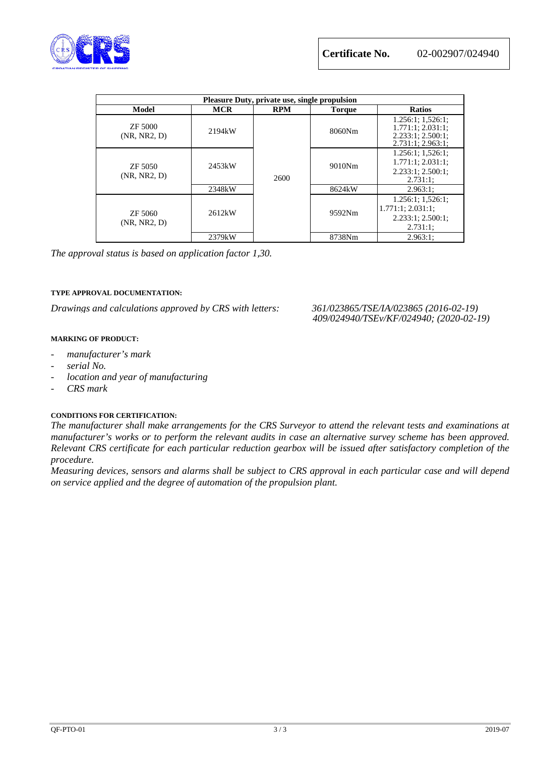**Certificate No.** 02-002907/024940

| Pleasure Duty, private use, single propulsion | | | | |
|---|---|---|---|---|
| **Model** | **MCR** | **RPM** | **Torque** | **Ratios** |
| ZF 5000 (NR, NR2, D) | 2194kW | 2600 | 8060Nm | 1.256:1; 1,526:1; 1.771:1; 2.031:1; 2.233:1; 2.500:1; 2.731:1; 2.963:1; |
| ZF 5050 (NR, NR2, D) | 2453kW | | 9010Nm | 1.256:1; 1,526:1; 1.771:1; 2.031:1; 2.233:1; 2.500:1; 2.731:1; |
| | 2348kW | | 8624kW | 2.963:1; |
| ZF 5060 (NR, NR2, D) | 2612kW | | 9592Nm | 1.256:1; 1,526:1; 1.771:1; 2.031:1; 2.233:1; 2.500:1; 2.731:1; |
| | 2379kW | | 8738Nm | 2.963:1; |

*The approval status is based on application factor 1,30.*

**TYPE APPROVAL DOCUMENTATION:**

*Drawings and calculations approved by CRS with letters:* *361/023865/TSE/IA/023865 (2016-02-19)*
*409/024940/TSEv/KF/024940; (2020-02-19)*

**MARKING OF PRODUCT:**

- *manufacturer's mark*
- *serial No.*
- *location and year of manufacturing*
- *CRS mark*

**CONDITIONS FOR CERTIFICATION:**

*The manufacturer shall make arrangements for the CRS Surveyor to attend the relevant tests and examinations at manufacturer's works or to perform the relevant audits in case an alternative survey scheme has been approved. Relevant CRS certificate for each particular reduction gearbox will be issued after satisfactory completion of the procedure.*

*Measuring devices, sensors and alarms shall be subject to CRS approval in each particular case and will depend on service applied and the degree of automation of the propulsion plant.*